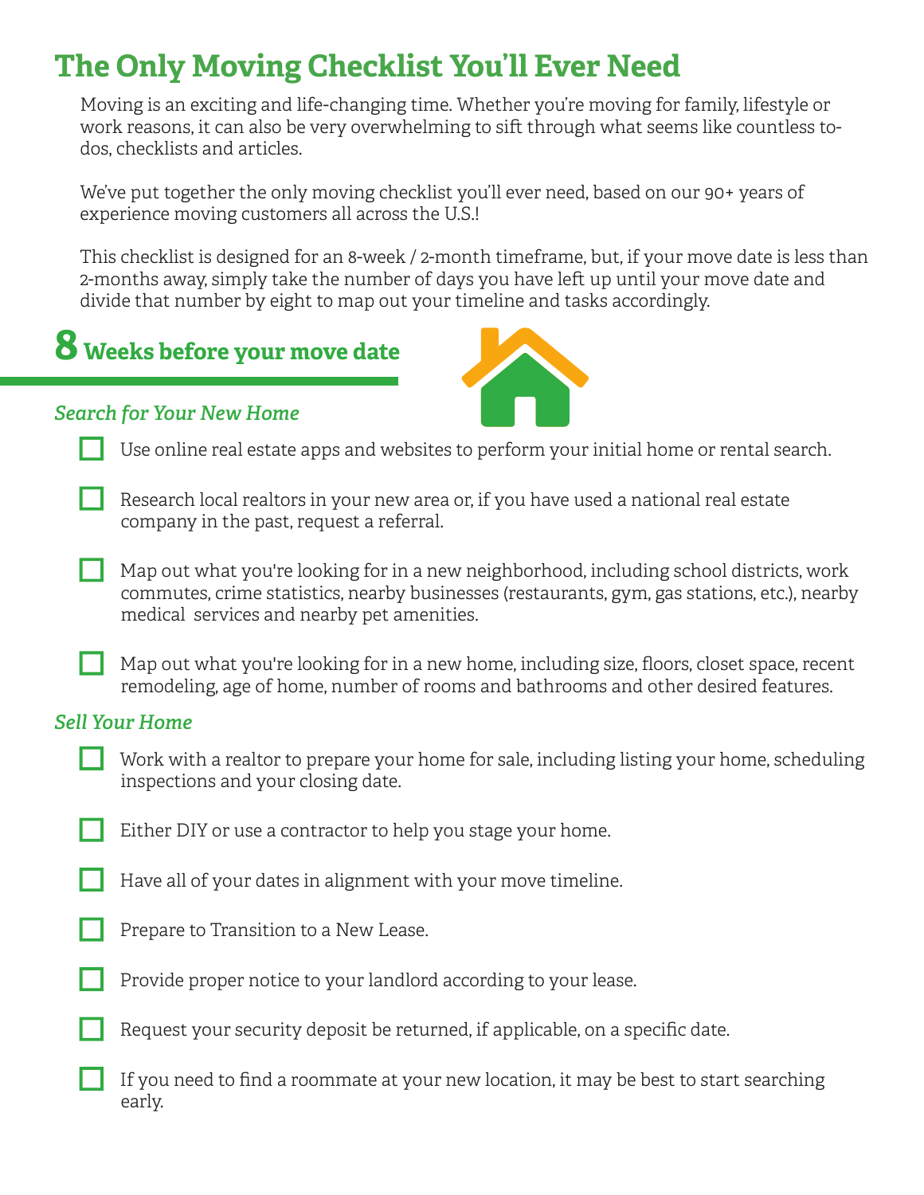# The Only Moving Checklist You'll Ever Need

Moving is an exciting and life-changing time. Whether you're moving for family, lifestyle or work reasons, it can also be very overwhelming to sift through what seems like countless to-dos, checklists and articles.

We've put together the only moving checklist you'll ever need, based on our 90+ years of experience moving customers all across the U.S.!

This checklist is designed for an 8-week / 2-month timeframe, but, if your move date is less than 2-months away, simply take the number of days you have left up until your move date and divide that number by eight to map out your timeline and tasks accordingly.

## 8 Weeks before your move date

### *Search for Your New Home*

- [ ] Use online real estate apps and websites to perform your initial home or rental search.
- [ ] Research local realtors in your new area or, if you have used a national real estate company in the past, request a referral.
- [ ] Map out what you're looking for in a new neighborhood, including school districts, work commutes, crime statistics, nearby businesses (restaurants, gym, gas stations, etc.), nearby medical services and nearby pet amenities.
- [ ] Map out what you're looking for in a new home, including size, floors, closet space, recent remodeling, age of home, number of rooms and bathrooms and other desired features.

### *Sell Your Home*

- [ ] Work with a realtor to prepare your home for sale, including listing your home, scheduling inspections and your closing date.
- [ ] Either DIY or use a contractor to help you stage your home.
- [ ] Have all of your dates in alignment with your move timeline.
- [ ] Prepare to Transition to a New Lease.
- [ ] Provide proper notice to your landlord according to your lease.
- [ ] Request your security deposit be returned, if applicable, on a specific date.
- [ ] If you need to find a roommate at your new location, it may be best to start searching early.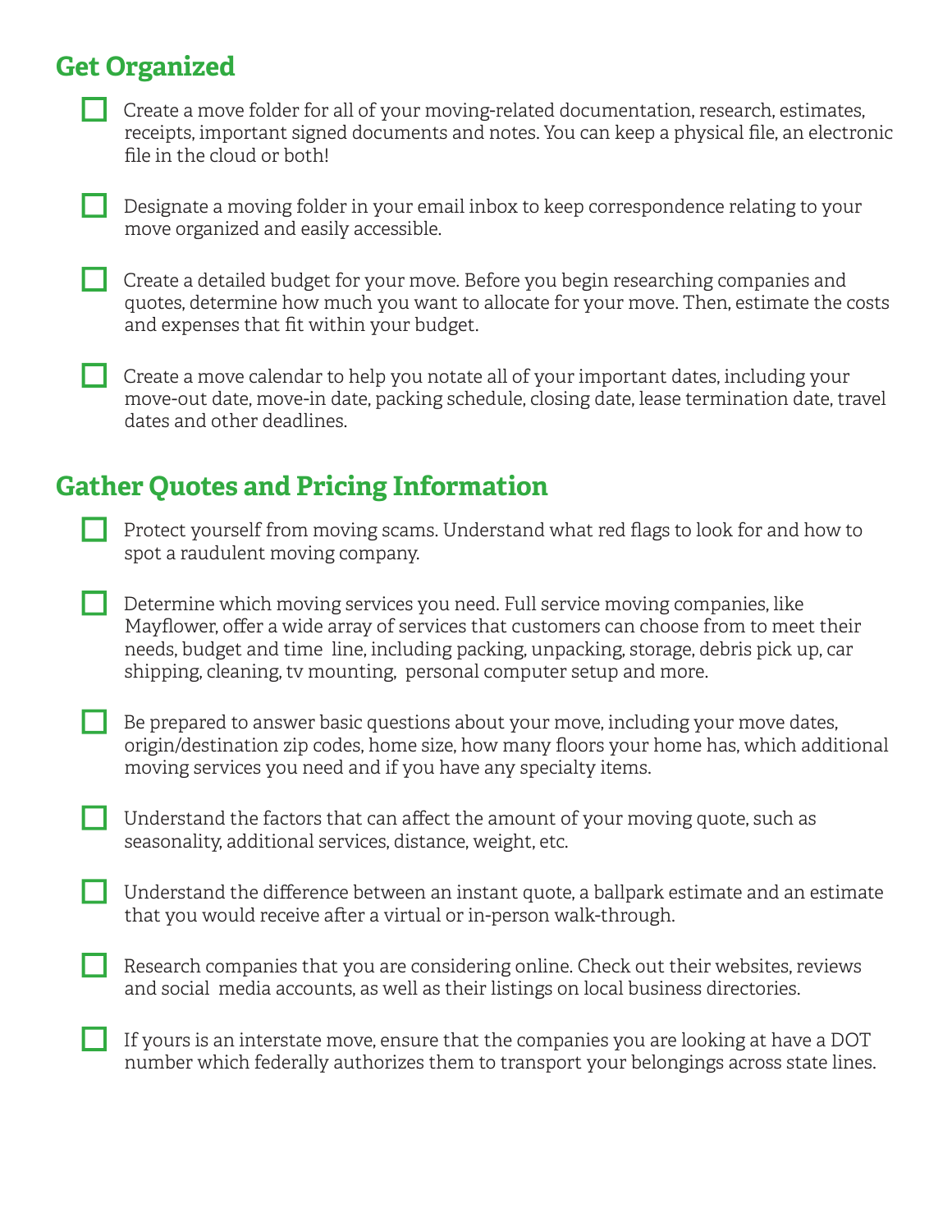## Get Organized

- [ ] Create a move folder for all of your moving-related documentation, research, estimates, receipts, important signed documents and notes. You can keep a physical file, an electronic file in the cloud or both!

- [ ] Designate a moving folder in your email inbox to keep correspondence relating to your move organized and easily accessible.

- [ ] Create a detailed budget for your move. Before you begin researching companies and quotes, determine how much you want to allocate for your move. Then, estimate the costs and expenses that fit within your budget.

- [ ] Create a move calendar to help you notate all of your important dates, including your move-out date, move-in date, packing schedule, closing date, lease termination date, travel dates and other deadlines.

## Gather Quotes and Pricing Information

- [ ] Protect yourself from moving scams. Understand what red flags to look for and how to spot a raudulent moving company.

- [ ] Determine which moving services you need. Full service moving companies, like Mayflower, offer a wide array of services that customers can choose from to meet their needs, budget and time  line, including packing, unpacking, storage, debris pick up, car shipping, cleaning, tv mounting,  personal computer setup and more.

- [ ] Be prepared to answer basic questions about your move, including your move dates, origin/destination zip codes, home size, how many floors your home has, which additional moving services you need and if you have any specialty items.

- [ ] Understand the factors that can affect the amount of your moving quote, such as seasonality, additional services, distance, weight, etc.

- [ ] Understand the difference between an instant quote, a ballpark estimate and an estimate that you would receive after a virtual or in-person walk-through.

- [ ] Research companies that you are considering online. Check out their websites, reviews and social  media accounts, as well as their listings on local business directories.

- [ ] If yours is an interstate move, ensure that the companies you are looking at have a DOT number which federally authorizes them to transport your belongings across state lines.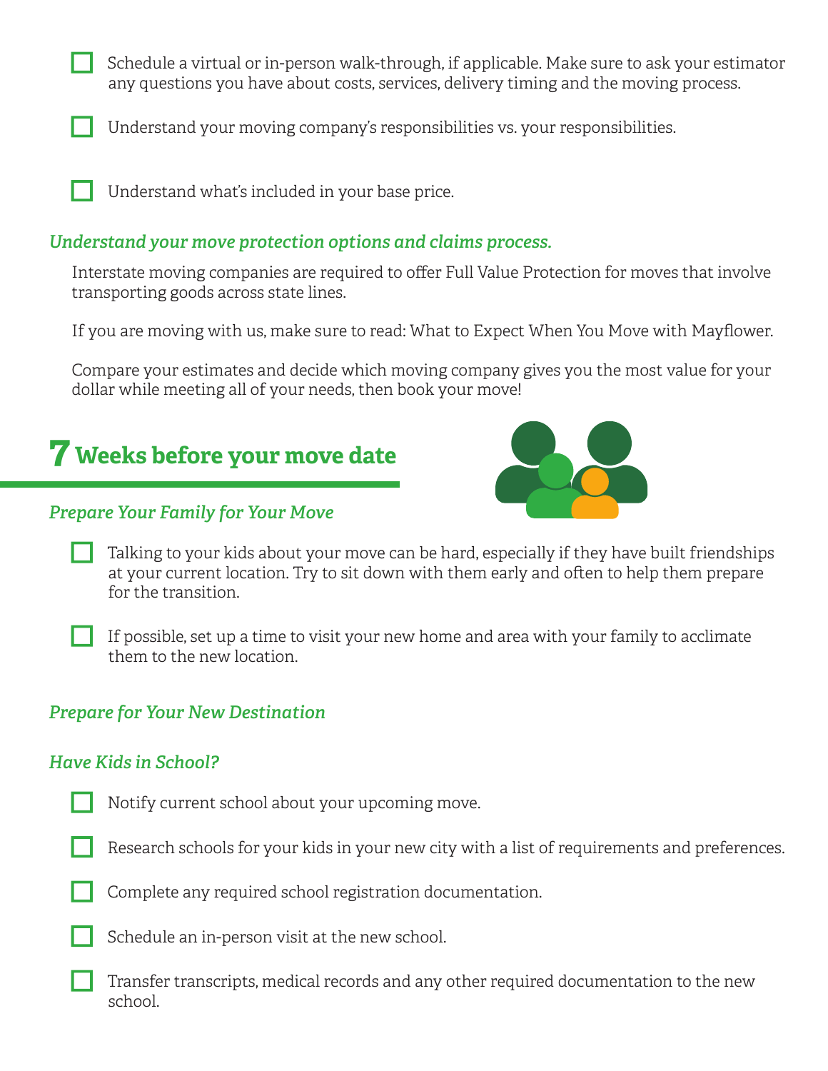- [ ] Schedule a virtual or in-person walk-through, if applicable. Make sure to ask your estimator any questions you have about costs, services, delivery timing and the moving process.
- [ ] Understand your moving company's responsibilities vs. your responsibilities.
- [ ] Understand what's included in your base price.

*Understand your move protection options and claims process.*

Interstate moving companies are required to offer Full Value Protection for moves that involve transporting goods across state lines.

If you are moving with us, make sure to read: What to Expect When You Move with Mayflower.

Compare your estimates and decide which moving company gives you the most value for your dollar while meeting all of your needs, then book your move!

## 7 Weeks before your move date

*Prepare Your Family for Your Move*

- [ ] Talking to your kids about your move can be hard, especially if they have built friendships at your current location. Try to sit down with them early and often to help them prepare for the transition.
- [ ] If possible, set up a time to visit your new home and area with your family to acclimate them to the new location.

*Prepare for Your New Destination*

*Have Kids in School?*

- [ ] Notify current school about your upcoming move.
- [ ] Research schools for your kids in your new city with a list of requirements and preferences.
- [ ] Complete any required school registration documentation.
- [ ] Schedule an in-person visit at the new school.
- [ ] Transfer transcripts, medical records and any other required documentation to the new school.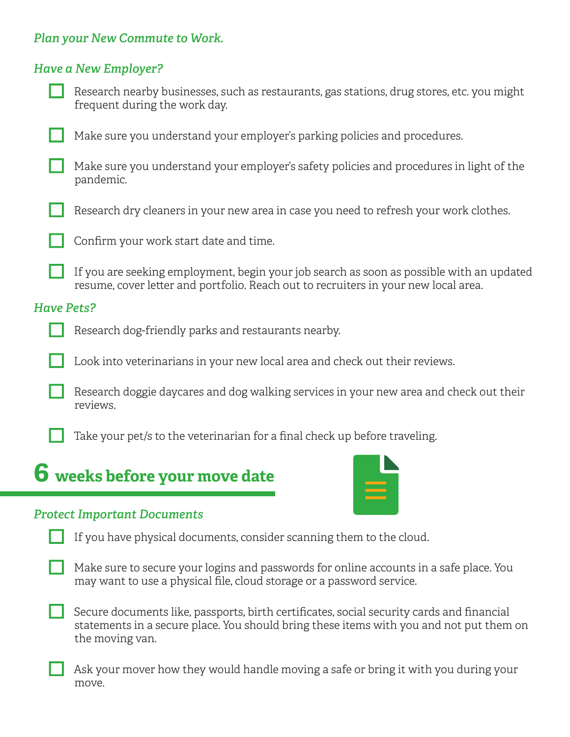*Plan your New Commute to Work.*

*Have a New Employer?*

- [ ] Research nearby businesses, such as restaurants, gas stations, drug stores, etc. you might frequent during the work day.
- [ ] Make sure you understand your employer's parking policies and procedures.
- [ ] Make sure you understand your employer's safety policies and procedures in light of the pandemic.
- [ ] Research dry cleaners in your new area in case you need to refresh your work clothes.
- [ ] Confirm your work start date and time.
- [ ] If you are seeking employment, begin your job search as soon as possible with an updated resume, cover letter and portfolio. Reach out to recruiters in your new local area.

*Have Pets?*

- [ ] Research dog-friendly parks and restaurants nearby.
- [ ] Look into veterinarians in your new local area and check out their reviews.
- [ ] Research doggie daycares and dog walking services in your new area and check out their reviews.
- [ ] Take your pet/s to the veterinarian for a final check up before traveling.

## 6 weeks before your move date

*Protect Important Documents*

- [ ] If you have physical documents, consider scanning them to the cloud.
- [ ] Make sure to secure your logins and passwords for online accounts in a safe place. You may want to use a physical file, cloud storage or a password service.
- [ ] Secure documents like, passports, birth certificates, social security cards and financial statements in a secure place. You should bring these items with you and not put them on the moving van.
- [ ] Ask your mover how they would handle moving a safe or bring it with you during your move.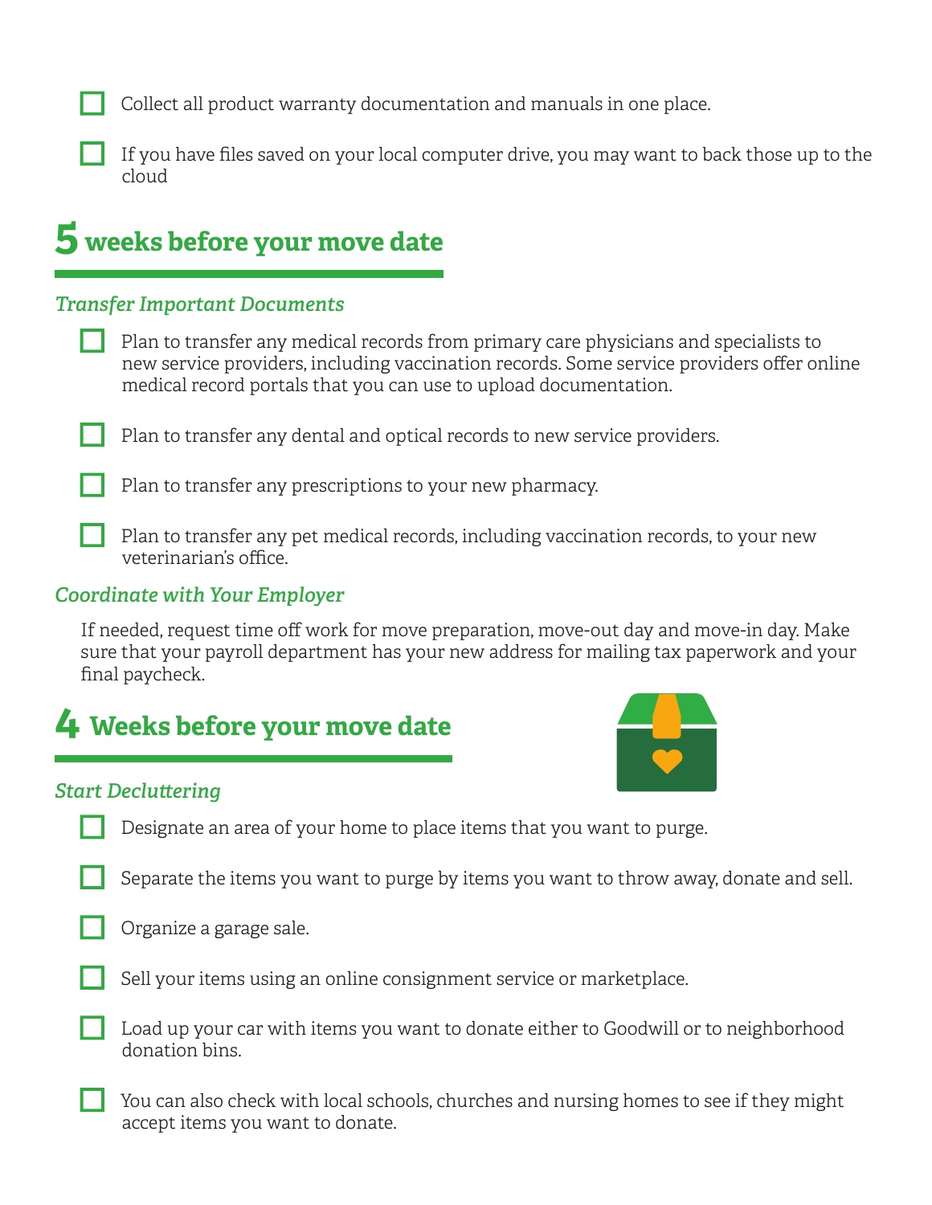- [ ] Collect all product warranty documentation and manuals in one place.

- [ ] If you have files saved on your local computer drive, you may want to back those up to the cloud

## 5 weeks before your move date

### *Transfer Important Documents*

- [ ] Plan to transfer any medical records from primary care physicians and specialists to new service providers, including vaccination records. Some service providers offer online medical record portals that you can use to upload documentation.

- [ ] Plan to transfer any dental and optical records to new service providers.

- [ ] Plan to transfer any prescriptions to your new pharmacy.

- [ ] Plan to transfer any pet medical records, including vaccination records, to your new veterinarian's office.

### *Coordinate with Your Employer*

If needed, request time off work for move preparation, move-out day and move-in day. Make sure that your payroll department has your new address for mailing tax paperwork and your final paycheck.

## 4 Weeks before your move date

### *Start Decluttering*

- [ ] Designate an area of your home to place items that you want to purge.

- [ ] Separate the items you want to purge by items you want to throw away, donate and sell.

- [ ] Organize a garage sale.

- [ ] Sell your items using an online consignment service or marketplace.

- [ ] Load up your car with items you want to donate either to Goodwill or to neighborhood donation bins.

- [ ] You can also check with local schools, churches and nursing homes to see if they might accept items you want to donate.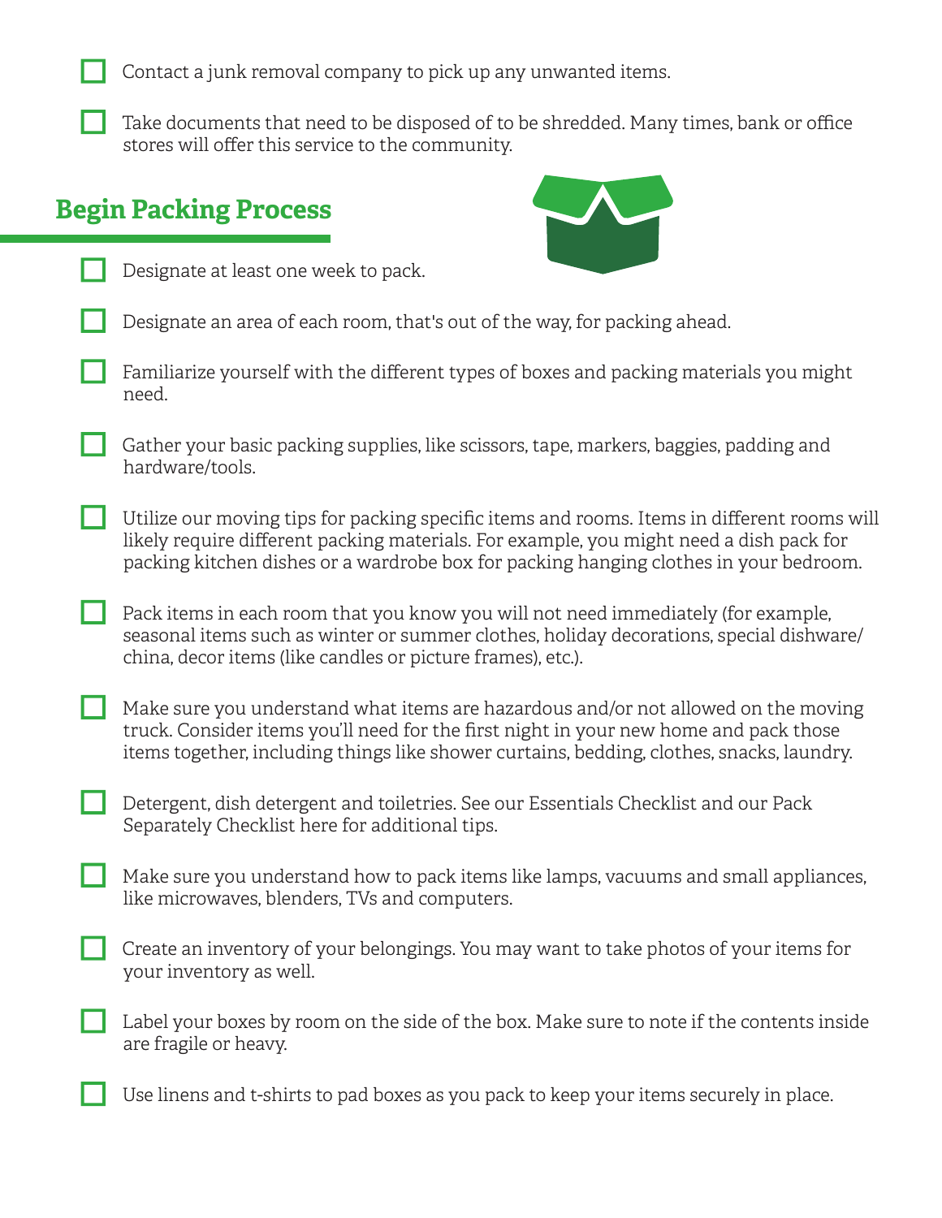- [ ] Contact a junk removal company to pick up any unwanted items.
- [ ] Take documents that need to be disposed of to be shredded. Many times, bank or office stores will offer this service to the community.

## Begin Packing Process

- [ ] Designate at least one week to pack.
- [ ] Designate an area of each room, that's out of the way, for packing ahead.
- [ ] Familiarize yourself with the different types of boxes and packing materials you might need.
- [ ] Gather your basic packing supplies, like scissors, tape, markers, baggies, padding and hardware/tools.
- [ ] Utilize our moving tips for packing specific items and rooms. Items in different rooms will likely require different packing materials. For example, you might need a dish pack for packing kitchen dishes or a wardrobe box for packing hanging clothes in your bedroom.
- [ ] Pack items in each room that you know you will not need immediately (for example, seasonal items such as winter or summer clothes, holiday decorations, special dishware/china, decor items (like candles or picture frames), etc.).
- [ ] Make sure you understand what items are hazardous and/or not allowed on the moving truck. Consider items you'll need for the first night in your new home and pack those items together, including things like shower curtains, bedding, clothes, snacks, laundry.
- [ ] Detergent, dish detergent and toiletries. See our Essentials Checklist and our Pack Separately Checklist here for additional tips.
- [ ] Make sure you understand how to pack items like lamps, vacuums and small appliances, like microwaves, blenders, TVs and computers.
- [ ] Create an inventory of your belongings. You may want to take photos of your items for your inventory as well.
- [ ] Label your boxes by room on the side of the box. Make sure to note if the contents inside are fragile or heavy.
- [ ] Use linens and t-shirts to pad boxes as you pack to keep your items securely in place.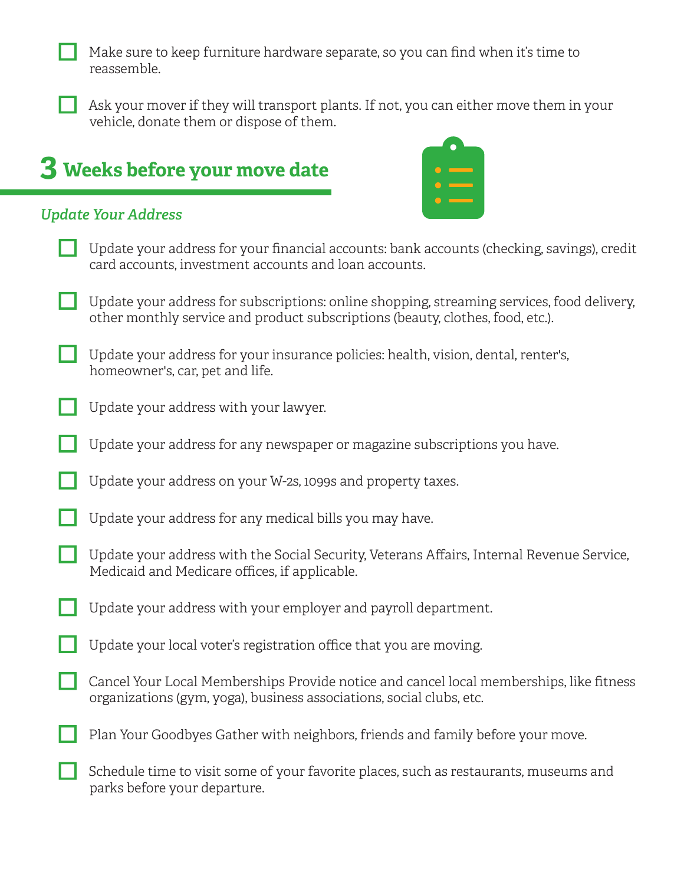- [ ] Make sure to keep furniture hardware separate, so you can find when it's time to reassemble.

- [ ] Ask your mover if they will transport plants. If not, you can either move them in your vehicle, donate them or dispose of them.

## 3 Weeks before your move date

*Update Your Address*

- [ ] Update your address for your financial accounts: bank accounts (checking, savings), credit card accounts, investment accounts and loan accounts.

- [ ] Update your address for subscriptions: online shopping, streaming services, food delivery, other monthly service and product subscriptions (beauty, clothes, food, etc.).

- [ ] Update your address for your insurance policies: health, vision, dental, renter's, homeowner's, car, pet and life.

- [ ] Update your address with your lawyer.

- [ ] Update your address for any newspaper or magazine subscriptions you have.

- [ ] Update your address on your W-2s, 1099s and property taxes.

- [ ] Update your address for any medical bills you may have.

- [ ] Update your address with the Social Security, Veterans Affairs, Internal Revenue Service, Medicaid and Medicare offices, if applicable.

- [ ] Update your address with your employer and payroll department.

- [ ] Update your local voter's registration office that you are moving.

- [ ] Cancel Your Local Memberships Provide notice and cancel local memberships, like fitness organizations (gym, yoga), business associations, social clubs, etc.

- [ ] Plan Your Goodbyes Gather with neighbors, friends and family before your move.

- [ ] Schedule time to visit some of your favorite places, such as restaurants, museums and parks before your departure.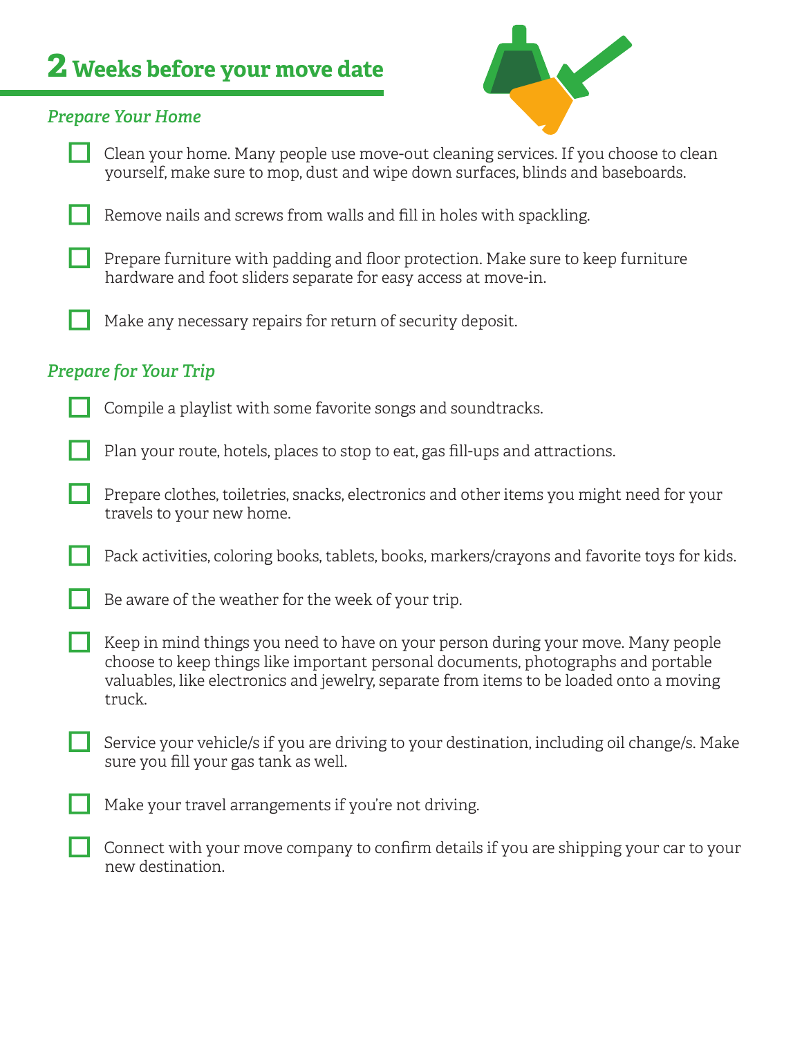# 2 Weeks before your move date

*Prepare Your Home*

- [ ] Clean your home. Many people use move-out cleaning services. If you choose to clean yourself, make sure to mop, dust and wipe down surfaces, blinds and baseboards.
- [ ] Remove nails and screws from walls and fill in holes with spackling.
- [ ] Prepare furniture with padding and floor protection. Make sure to keep furniture hardware and foot sliders separate for easy access at move-in.
- [ ] Make any necessary repairs for return of security deposit.

*Prepare for Your Trip*

- [ ] Compile a playlist with some favorite songs and soundtracks.
- [ ] Plan your route, hotels, places to stop to eat, gas fill-ups and attractions.
- [ ] Prepare clothes, toiletries, snacks, electronics and other items you might need for your travels to your new home.
- [ ] Pack activities, coloring books, tablets, books, markers/crayons and favorite toys for kids.
- [ ] Be aware of the weather for the week of your trip.
- [ ] Keep in mind things you need to have on your person during your move. Many people choose to keep things like important personal documents, photographs and portable valuables, like electronics and jewelry, separate from items to be loaded onto a moving truck.
- [ ] Service your vehicle/s if you are driving to your destination, including oil change/s. Make sure you fill your gas tank as well.
- [ ] Make your travel arrangements if you're not driving.
- [ ] Connect with your move company to confirm details if you are shipping your car to your new destination.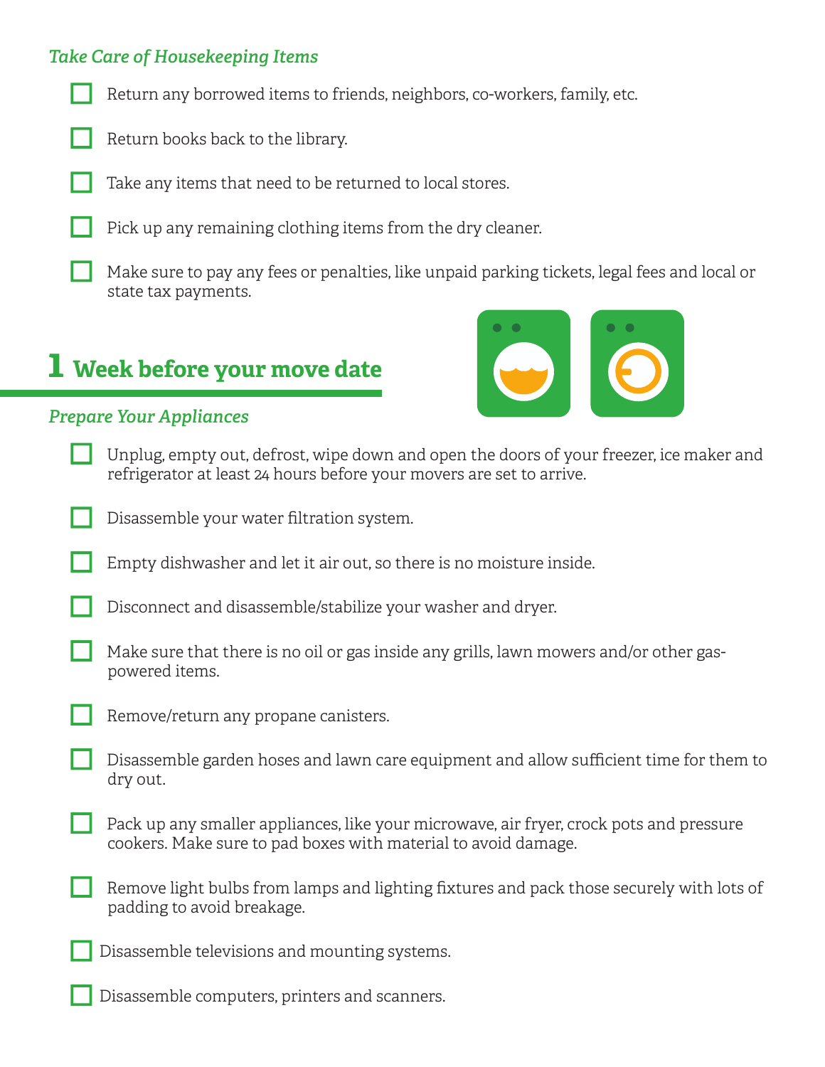### *Take Care of Housekeeping Items*

- ☐ Return any borrowed items to friends, neighbors, co-workers, family, etc.
- ☐ Return books back to the library.
- ☐ Take any items that need to be returned to local stores.
- ☐ Pick up any remaining clothing items from the dry cleaner.
- ☐ Make sure to pay any fees or penalties, like unpaid parking tickets, legal fees and local or state tax payments.

## 1 Week before your move date

### *Prepare Your Appliances*

- ☐ Unplug, empty out, defrost, wipe down and open the doors of your freezer, ice maker and refrigerator at least 24 hours before your movers are set to arrive.
- ☐ Disassemble your water filtration system.
- ☐ Empty dishwasher and let it air out, so there is no moisture inside.
- ☐ Disconnect and disassemble/stabilize your washer and dryer.
- ☐ Make sure that there is no oil or gas inside any grills, lawn mowers and/or other gas-powered items.
- ☐ Remove/return any propane canisters.
- ☐ Disassemble garden hoses and lawn care equipment and allow sufficient time for them to dry out.
- ☐ Pack up any smaller appliances, like your microwave, air fryer, crock pots and pressure cookers. Make sure to pad boxes with material to avoid damage.
- ☐ Remove light bulbs from lamps and lighting fixtures and pack those securely with lots of padding to avoid breakage.
- ☐ Disassemble televisions and mounting systems.
- ☐ Disassemble computers, printers and scanners.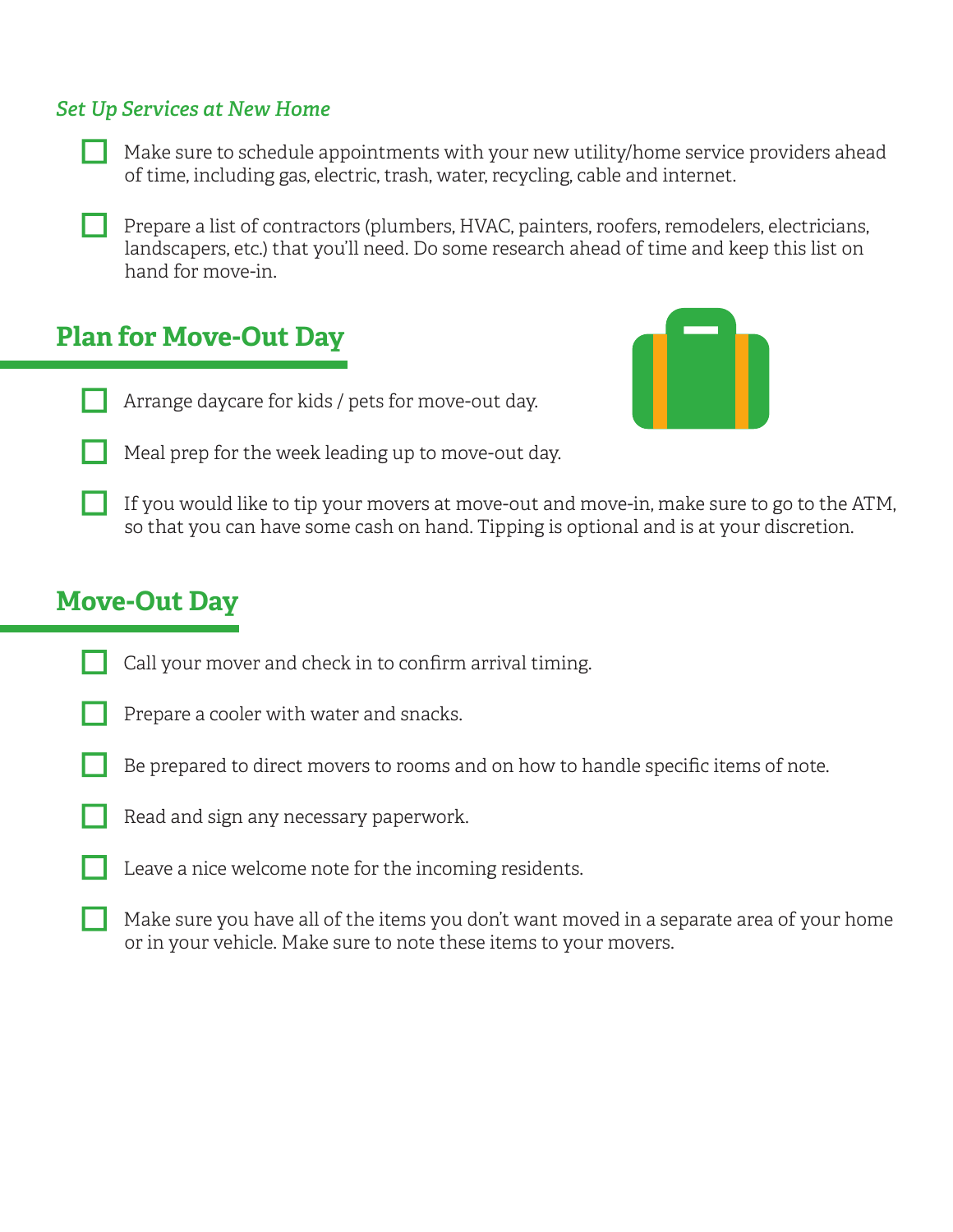*Set Up Services at New Home*

- [ ] Make sure to schedule appointments with your new utility/home service providers ahead of time, including gas, electric, trash, water, recycling, cable and internet.
- [ ] Prepare a list of contractors (plumbers, HVAC, painters, roofers, remodelers, electricians, landscapers, etc.) that you'll need. Do some research ahead of time and keep this list on hand for move-in.

## Plan for Move-Out Day

- [ ] Arrange daycare for kids / pets for move-out day.
- [ ] Meal prep for the week leading up to move-out day.
- [ ] If you would like to tip your movers at move-out and move-in, make sure to go to the ATM, so that you can have some cash on hand. Tipping is optional and is at your discretion.

## Move-Out Day

- [ ] Call your mover and check in to confirm arrival timing.
- [ ] Prepare a cooler with water and snacks.
- [ ] Be prepared to direct movers to rooms and on how to handle specific items of note.
- [ ] Read and sign any necessary paperwork.
- [ ] Leave a nice welcome note for the incoming residents.
- [ ] Make sure you have all of the items you don't want moved in a separate area of your home or in your vehicle. Make sure to note these items to your movers.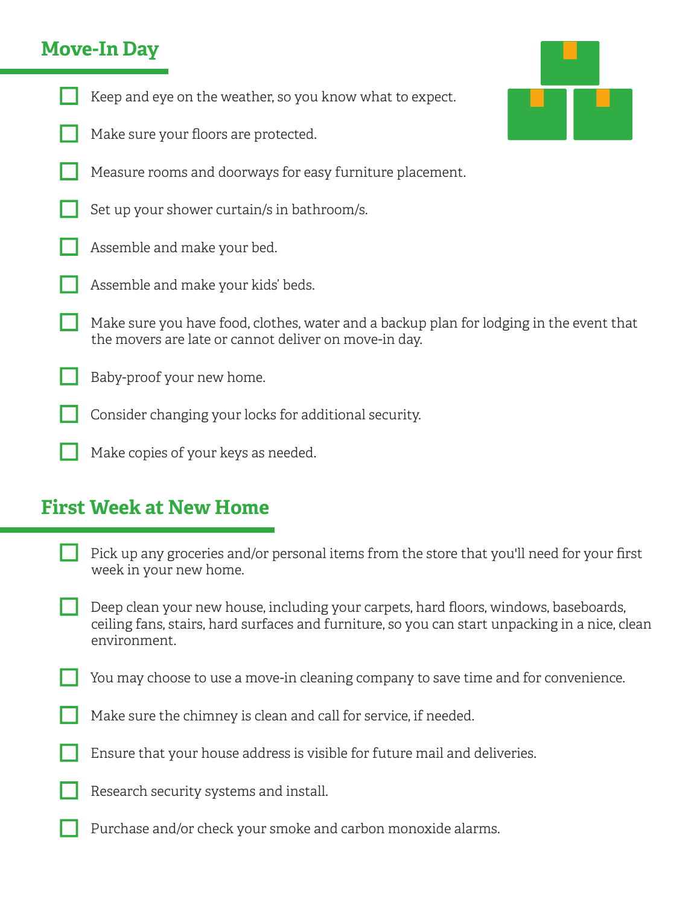## Move-In Day

- [ ] Keep and eye on the weather, so you know what to expect.
- [ ] Make sure your floors are protected.
- [ ] Measure rooms and doorways for easy furniture placement.
- [ ] Set up your shower curtain/s in bathroom/s.
- [ ] Assemble and make your bed.
- [ ] Assemble and make your kids' beds.
- [ ] Make sure you have food, clothes, water and a backup plan for lodging in the event that the movers are late or cannot deliver on move-in day.
- [ ] Baby-proof your new home.
- [ ] Consider changing your locks for additional security.
- [ ] Make copies of your keys as needed.

## First Week at New Home

- [ ] Pick up any groceries and/or personal items from the store that you'll need for your first week in your new home.
- [ ] Deep clean your new house, including your carpets, hard floors, windows, baseboards, ceiling fans, stairs, hard surfaces and furniture, so you can start unpacking in a nice, clean environment.
- [ ] You may choose to use a move-in cleaning company to save time and for convenience.
- [ ] Make sure the chimney is clean and call for service, if needed.
- [ ] Ensure that your house address is visible for future mail and deliveries.
- [ ] Research security systems and install.
- [ ] Purchase and/or check your smoke and carbon monoxide alarms.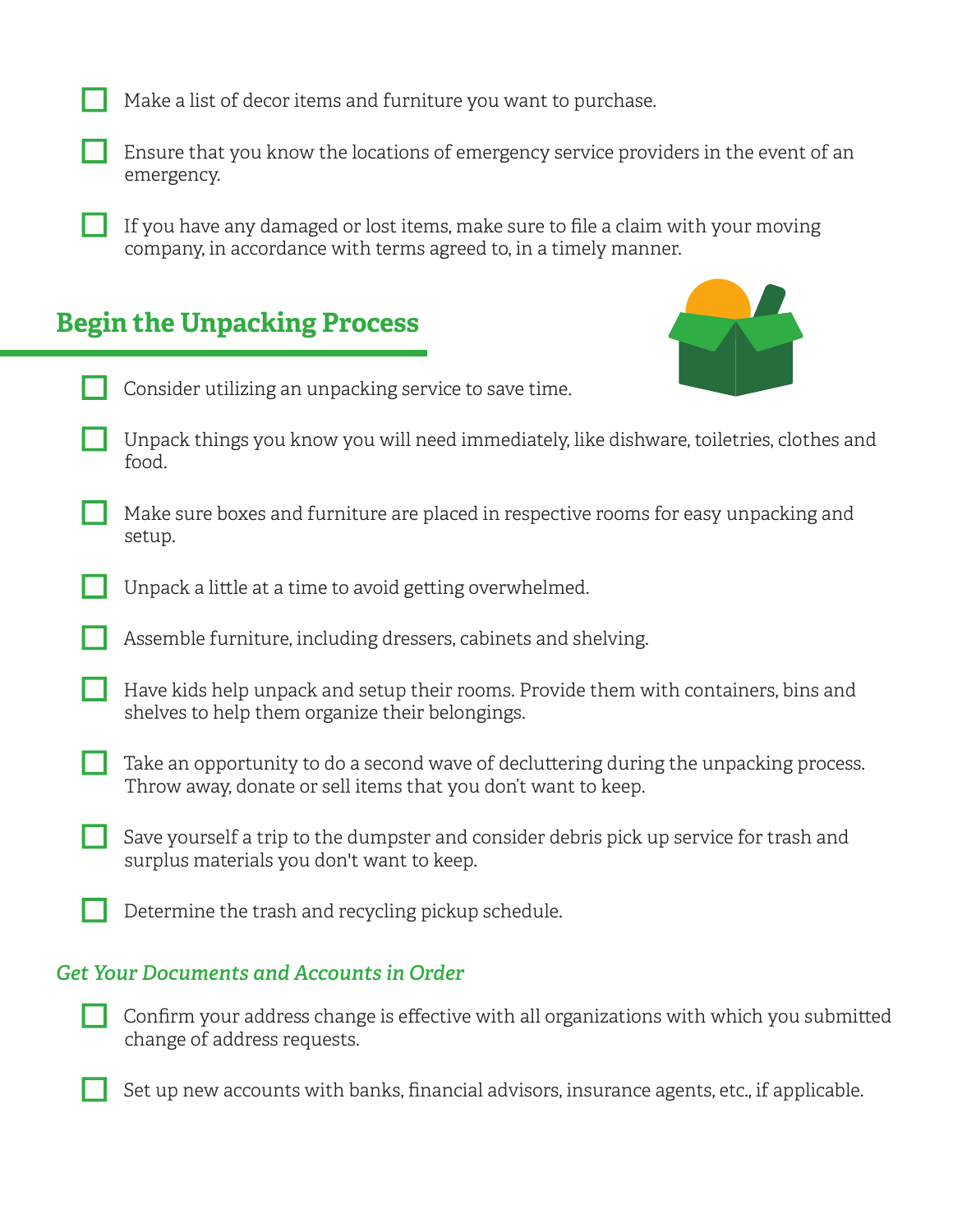- [ ] Make a list of decor items and furniture you want to purchase.
- [ ] Ensure that you know the locations of emergency service providers in the event of an emergency.
- [ ] If you have any damaged or lost items, make sure to file a claim with your moving company, in accordance with terms agreed to, in a timely manner.

## Begin the Unpacking Process

- [ ] Consider utilizing an unpacking service to save time.
- [ ] Unpack things you know you will need immediately, like dishware, toiletries, clothes and food.
- [ ] Make sure boxes and furniture are placed in respective rooms for easy unpacking and setup.
- [ ] Unpack a little at a time to avoid getting overwhelmed.
- [ ] Assemble furniture, including dressers, cabinets and shelving.
- [ ] Have kids help unpack and setup their rooms. Provide them with containers, bins and shelves to help them organize their belongings.
- [ ] Take an opportunity to do a second wave of decluttering during the unpacking process. Throw away, donate or sell items that you don't want to keep.
- [ ] Save yourself a trip to the dumpster and consider debris pick up service for trash and surplus materials you don't want to keep.
- [ ] Determine the trash and recycling pickup schedule.

### *Get Your Documents and Accounts in Order*

- [ ] Confirm your address change is effective with all organizations with which you submitted change of address requests.
- [ ] Set up new accounts with banks, financial advisors, insurance agents, etc., if applicable.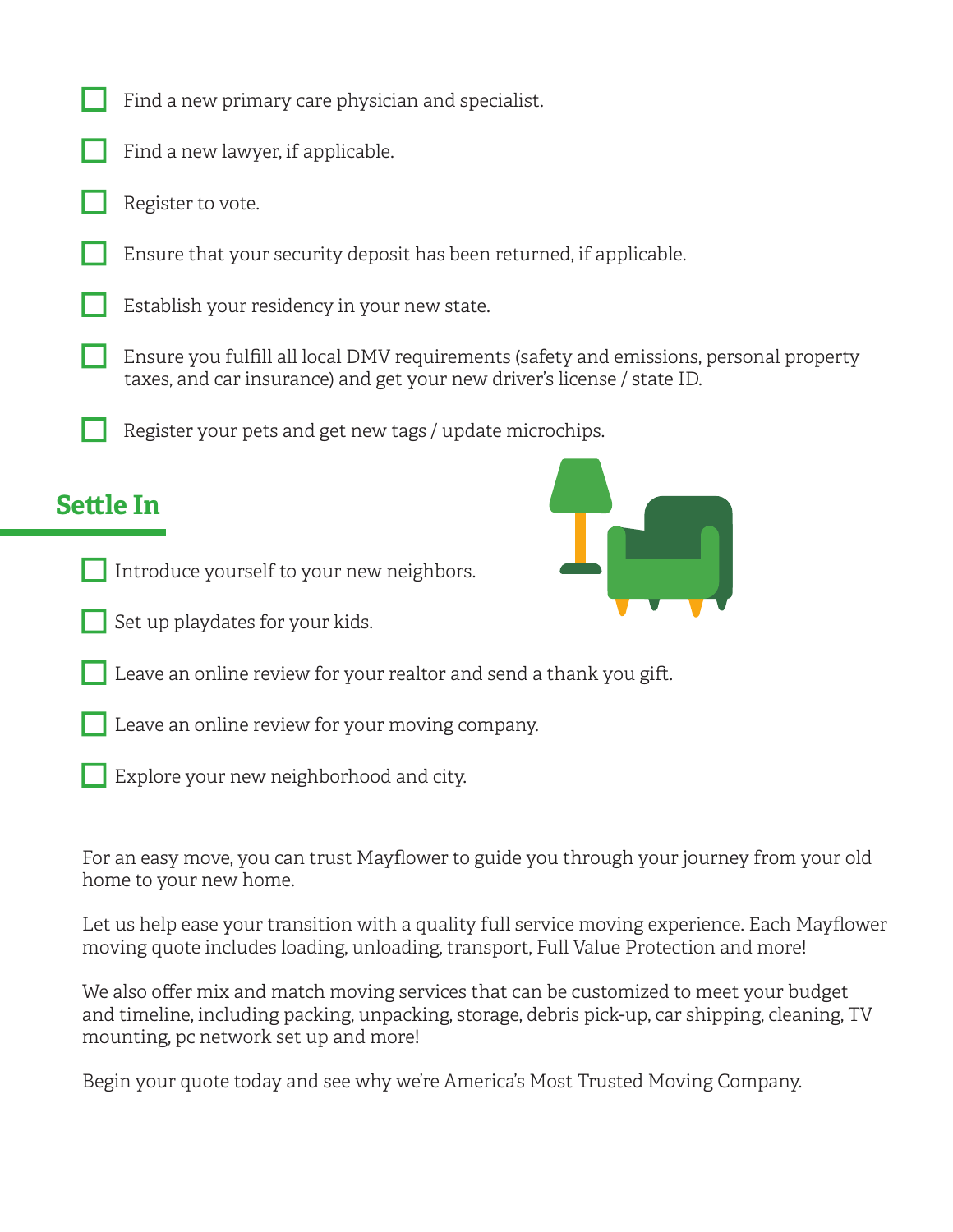- [ ] Find a new primary care physician and specialist.
- [ ] Find a new lawyer, if applicable.
- [ ] Register to vote.
- [ ] Ensure that your security deposit has been returned, if applicable.
- [ ] Establish your residency in your new state.
- [ ] Ensure you fulfill all local DMV requirements (safety and emissions, personal property taxes, and car insurance) and get your new driver's license / state ID.
- [ ] Register your pets and get new tags / update microchips.

## Settle In

- [ ] Introduce yourself to your new neighbors.
- [ ] Set up playdates for your kids.
- [ ] Leave an online review for your realtor and send a thank you gift.
- [ ] Leave an online review for your moving company.
- [ ] Explore your new neighborhood and city.

For an easy move, you can trust Mayflower to guide you through your journey from your old home to your new home.

Let us help ease your transition with a quality full service moving experience. Each Mayflower moving quote includes loading, unloading, transport, Full Value Protection and more!

We also offer mix and match moving services that can be customized to meet your budget and timeline, including packing, unpacking, storage, debris pick-up, car shipping, cleaning, TV mounting, pc network set up and more!

Begin your quote today and see why we're America's Most Trusted Moving Company.